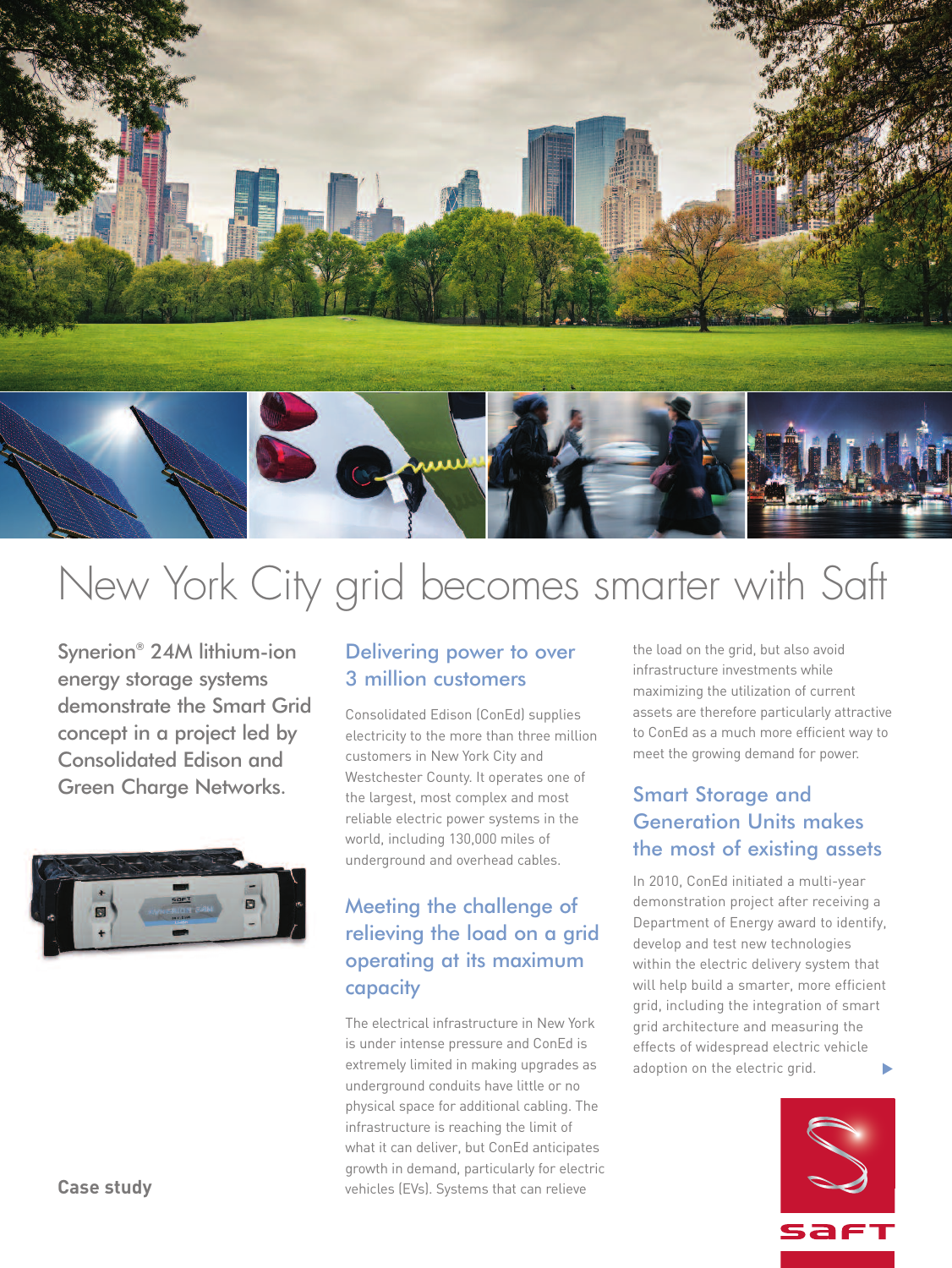# New York City grid becomes smarter with Saft

Synerion® 24M lithium-ion energy storage systems demonstrate the Smart Grid concept in a project led by Consolidated Edison and Green Charge Networks.

## Delivering power to over 3 million customers

Consolidated Edison (ConEd) supplies electricity to the more than three million customers in New York City and Westchester County. It operates one of the largest, most complex and most reliable electric power systems in the world, including 130,000 miles of underground and overhead cables.

## Meeting the challenge of relieving the load on a grid operating at its maximum capacity

The electrical infrastructure in New York is under intense pressure and ConEd is extremely limited in making upgrades as underground conduits have little or no physical space for additional cabling. The infrastructure is reaching the limit of what it can deliver, but ConEd anticipates growth in demand, particularly for electric vehicles (EVs). Systems that can relieve the load on the grid, but also avoid infrastructure investments while maximizing the utilization of current assets are therefore particularly attractive to ConEd as a much more efficient way to meet the growing demand for power.

## Smart Storage and Generation Units makes the most of existing assets

In 2010, ConEd initiated a multi-year demonstration project after receiving a Department of Energy award to identify, develop and test new technologies within the electric delivery system that will help build a smarter, more efficient grid, including the integration of smart grid architecture and measuring the effects of widespread electric vehicle adoption on the electric grid.

**Case study**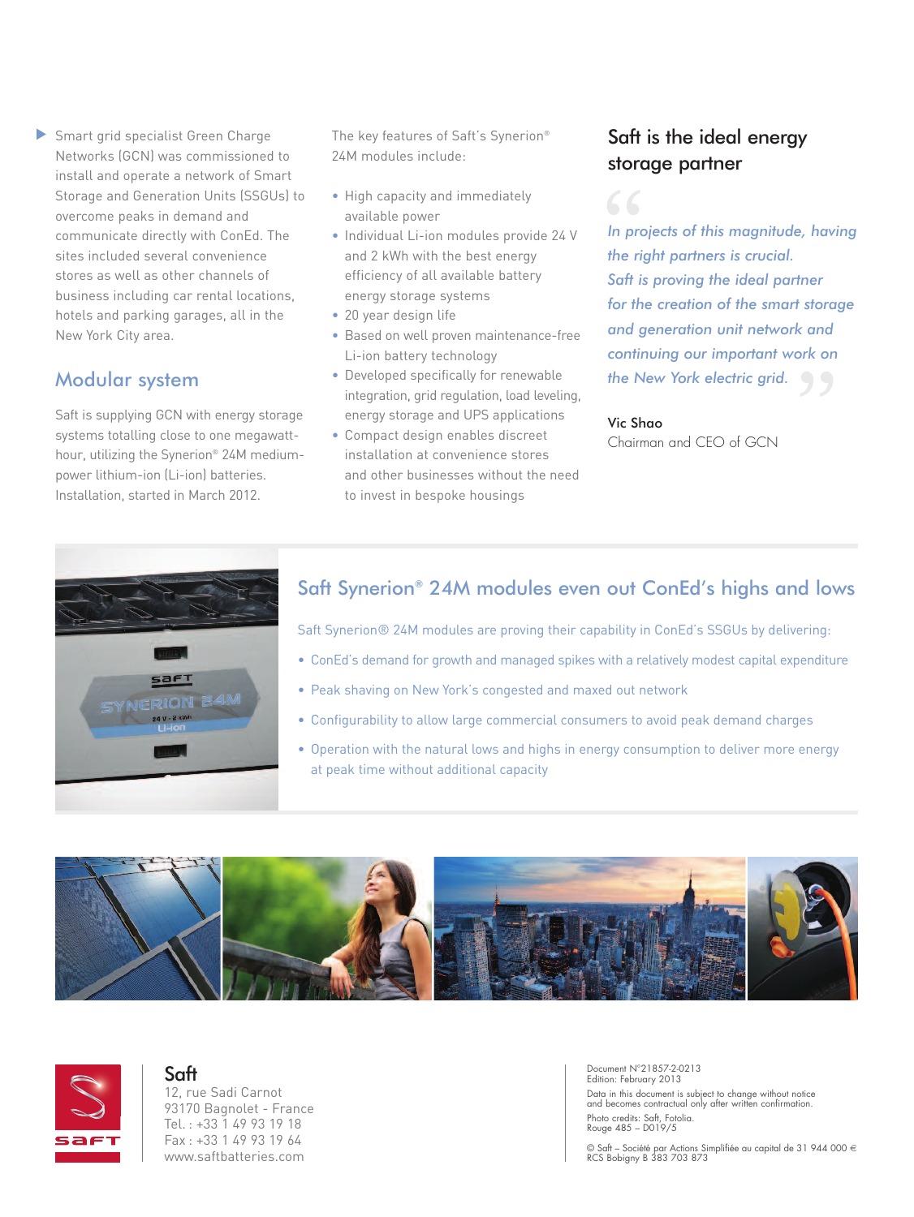Smart grid specialist Green Charge Networks (GCN) was commissioned to install and operate a network of Smart Storage and Generation Units (SSGUs) to overcome peaks in demand and communicate directly with ConEd. The sites included several convenience stores as well as other channels of business including car rental locations, hotels and parking garages, all in the New York City area.

## Modular system

Saft is supplying GCN with energy storage systems totalling close to one megawatt-hour, utilizing the Synerion® 24M medium-power lithium-ion (Li-ion) batteries. Installation, started in March 2012.

The key features of Saft's Synerion® 24M modules include:

- High capacity and immediately available power
- Individual Li-ion modules provide 24 V and 2 kWh with the best energy efficiency of all available battery energy storage systems
- 20 year design life
- Based on well proven maintenance-free Li-ion battery technology
- Developed specifically for renewable integration, grid regulation, load leveling, energy storage and UPS applications
- Compact design enables discreet installation at convenience stores and other businesses without the need to invest in bespoke housings

## Saft is the ideal energy storage partner

*In projects of this magnitude, having the right partners is crucial. Saft is proving the ideal partner for the creation of the smart storage and generation unit network and continuing our important work on the New York electric grid.*

Vic Shao
Chairman and CEO of GCN

## Saft Synerion® 24M modules even out ConEd's highs and lows

Saft Synerion® 24M modules are proving their capability in ConEd's SSGUs by delivering:

- ConEd's demand for growth and managed spikes with a relatively modest capital expenditure
- Peak shaving on New York's congested and maxed out network
- Configurability to allow large commercial consumers to avoid peak demand charges
- Operation with the natural lows and highs in energy consumption to deliver more energy at peak time without additional capacity

**Saft**
12, rue Sadi Carnot
93170 Bagnolet - France
Tel. : +33 1 49 93 19 18
Fax : +33 1 49 93 19 64
www.saftbatteries.com

Document N°21857-2-0213
Edition: February 2013
Data in this document is subject to change without notice and becomes contractual only after written confirmation.
Photo credits: Saft, Fotolia.
Rouge 485 – D019/5

© Saft – Société par Actions Simplifiée au capital de 31 944 000 €
RCS Bobigny B 383 703 873